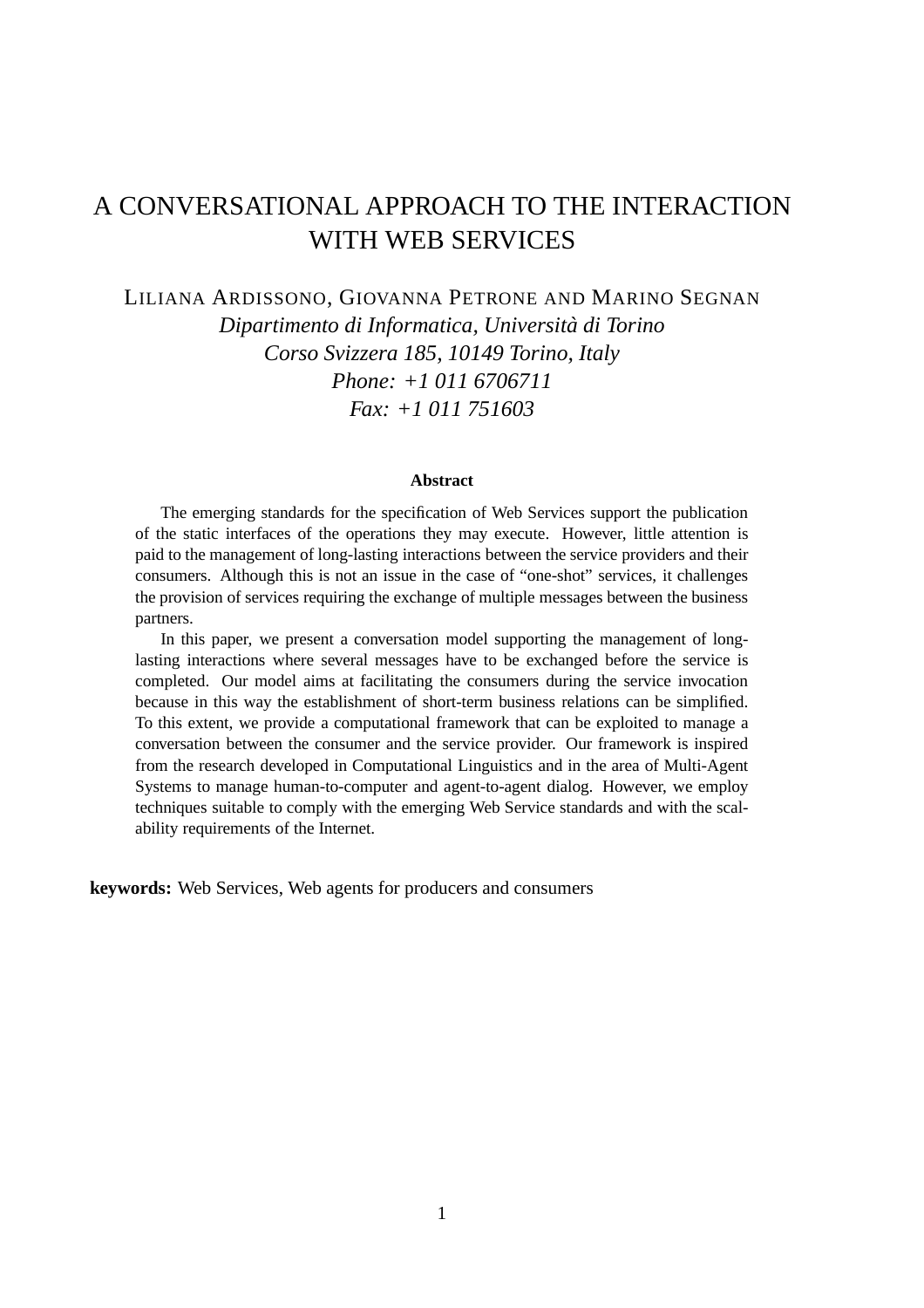# A CONVERSATIONAL APPROACH TO THE INTERACTION WITH WEB SERVICES

LILIANA ARDISSONO, GIOVANNA PETRONE AND MARINO SEGNAN
*Dipartimento di Informatica, Università di Torino*
*Corso Svizzera 185, 10149 Torino, Italy*
*Phone: +1 011 6706711*
*Fax: +1 011 751603*

**Abstract**

The emerging standards for the specification of Web Services support the publication of the static interfaces of the operations they may execute. However, little attention is paid to the management of long-lasting interactions between the service providers and their consumers. Although this is not an issue in the case of "one-shot" services, it challenges the provision of services requiring the exchange of multiple messages between the business partners.

In this paper, we present a conversation model supporting the management of long-lasting interactions where several messages have to be exchanged before the service is completed. Our model aims at facilitating the consumers during the service invocation because in this way the establishment of short-term business relations can be simplified. To this extent, we provide a computational framework that can be exploited to manage a conversation between the consumer and the service provider. Our framework is inspired from the research developed in Computational Linguistics and in the area of Multi-Agent Systems to manage human-to-computer and agent-to-agent dialog. However, we employ techniques suitable to comply with the emerging Web Service standards and with the scalability requirements of the Internet.

**keywords:** Web Services, Web agents for producers and consumers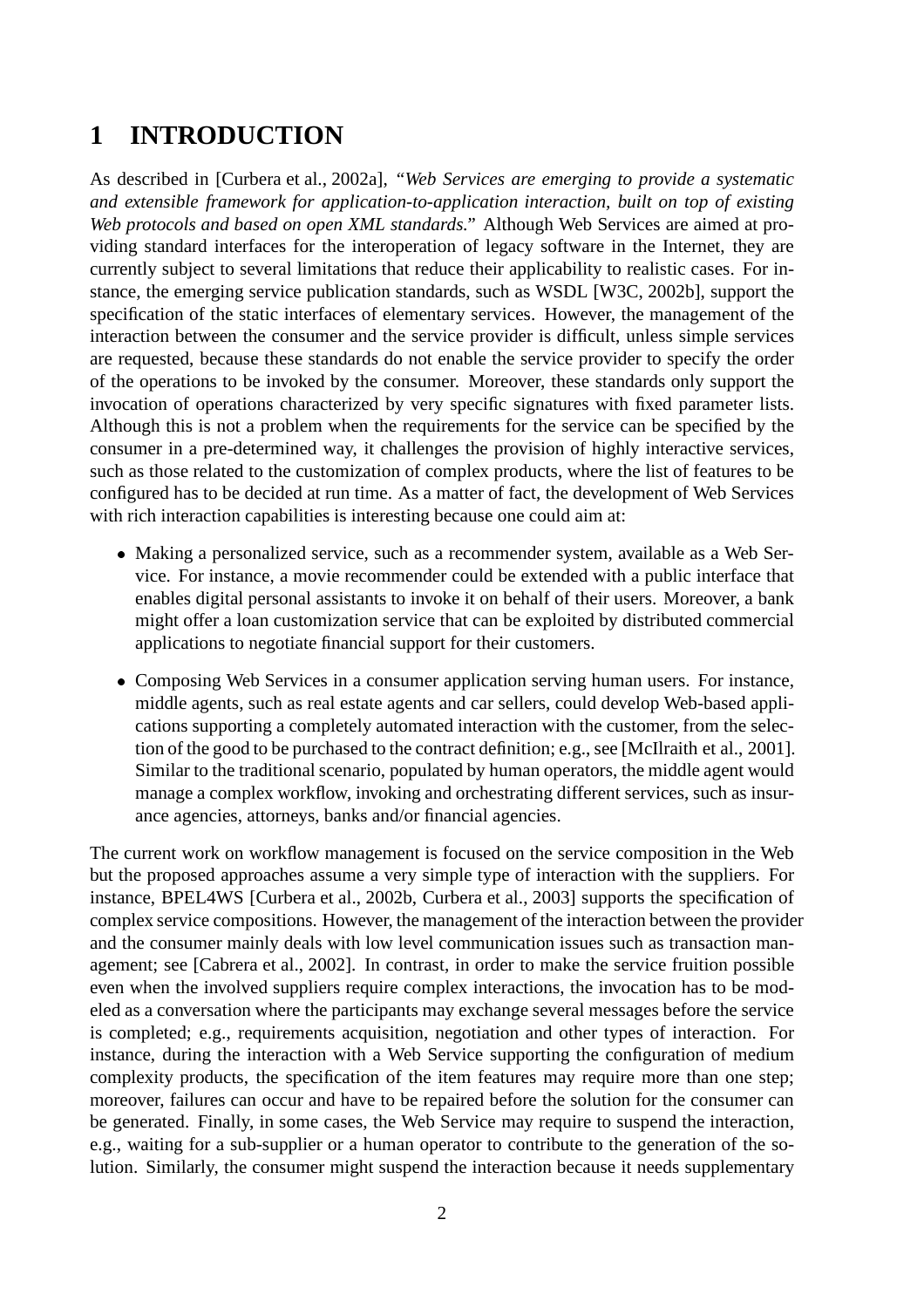# 1 INTRODUCTION

As described in [Curbera et al., 2002a], *"Web Services are emerging to provide a systematic and extensible framework for application-to-application interaction, built on top of existing Web protocols and based on open XML standards."* Although Web Services are aimed at providing standard interfaces for the interoperation of legacy software in the Internet, they are currently subject to several limitations that reduce their applicability to realistic cases. For instance, the emerging service publication standards, such as WSDL [W3C, 2002b], support the specification of the static interfaces of elementary services. However, the management of the interaction between the consumer and the service provider is difficult, unless simple services are requested, because these standards do not enable the service provider to specify the order of the operations to be invoked by the consumer. Moreover, these standards only support the invocation of operations characterized by very specific signatures with fixed parameter lists. Although this is not a problem when the requirements for the service can be specified by the consumer in a pre-determined way, it challenges the provision of highly interactive services, such as those related to the customization of complex products, where the list of features to be configured has to be decided at run time. As a matter of fact, the development of Web Services with rich interaction capabilities is interesting because one could aim at:

- Making a personalized service, such as a recommender system, available as a Web Service. For instance, a movie recommender could be extended with a public interface that enables digital personal assistants to invoke it on behalf of their users. Moreover, a bank might offer a loan customization service that can be exploited by distributed commercial applications to negotiate financial support for their customers.
- Composing Web Services in a consumer application serving human users. For instance, middle agents, such as real estate agents and car sellers, could develop Web-based applications supporting a completely automated interaction with the customer, from the selection of the good to be purchased to the contract definition; e.g., see [McIlraith et al., 2001]. Similar to the traditional scenario, populated by human operators, the middle agent would manage a complex workflow, invoking and orchestrating different services, such as insurance agencies, attorneys, banks and/or financial agencies.

The current work on workflow management is focused on the service composition in the Web but the proposed approaches assume a very simple type of interaction with the suppliers. For instance, BPEL4WS [Curbera et al., 2002b, Curbera et al., 2003] supports the specification of complex service compositions. However, the management of the interaction between the provider and the consumer mainly deals with low level communication issues such as transaction management; see [Cabrera et al., 2002]. In contrast, in order to make the service fruition possible even when the involved suppliers require complex interactions, the invocation has to be modeled as a conversation where the participants may exchange several messages before the service is completed; e.g., requirements acquisition, negotiation and other types of interaction. For instance, during the interaction with a Web Service supporting the configuration of medium complexity products, the specification of the item features may require more than one step; moreover, failures can occur and have to be repaired before the solution for the consumer can be generated. Finally, in some cases, the Web Service may require to suspend the interaction, e.g., waiting for a sub-supplier or a human operator to contribute to the generation of the solution. Similarly, the consumer might suspend the interaction because it needs supplementary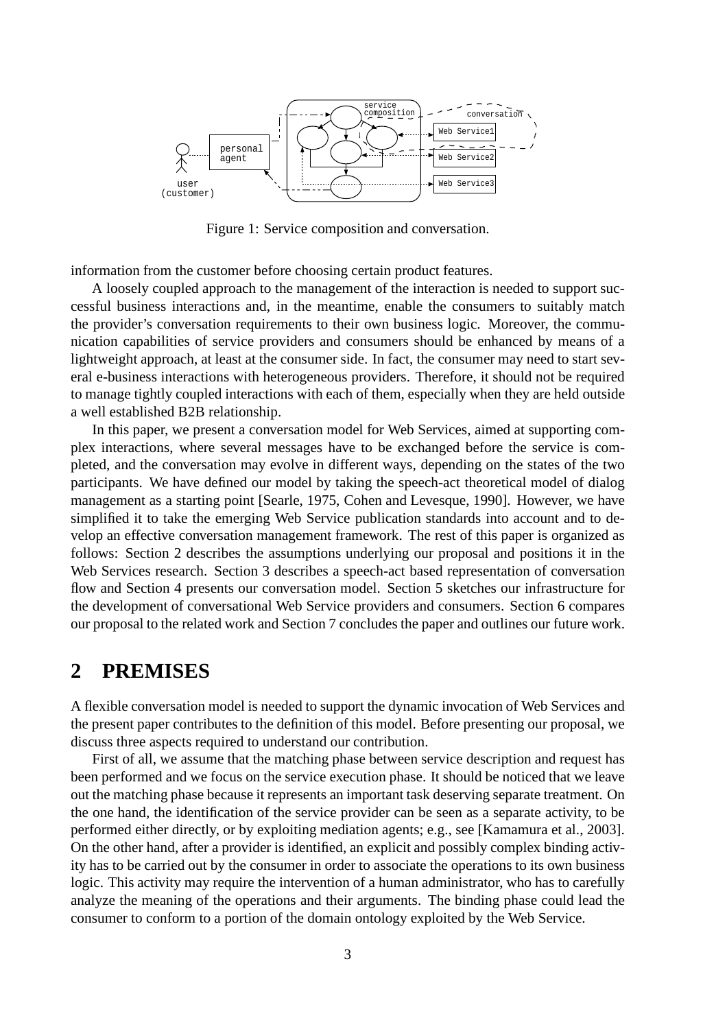Figure 1: Service composition and conversation.

information from the customer before choosing certain product features.

A loosely coupled approach to the management of the interaction is needed to support successful business interactions and, in the meantime, enable the consumers to suitably match the provider's conversation requirements to their own business logic. Moreover, the communication capabilities of service providers and consumers should be enhanced by means of a lightweight approach, at least at the consumer side. In fact, the consumer may need to start several e-business interactions with heterogeneous providers. Therefore, it should not be required to manage tightly coupled interactions with each of them, especially when they are held outside a well established B2B relationship.

In this paper, we present a conversation model for Web Services, aimed at supporting complex interactions, where several messages have to be exchanged before the service is completed, and the conversation may evolve in different ways, depending on the states of the two participants. We have defined our model by taking the speech-act theoretical model of dialog management as a starting point [Searle, 1975, Cohen and Levesque, 1990]. However, we have simplified it to take the emerging Web Service publication standards into account and to develop an effective conversation management framework. The rest of this paper is organized as follows: Section 2 describes the assumptions underlying our proposal and positions it in the Web Services research. Section 3 describes a speech-act based representation of conversation flow and Section 4 presents our conversation model. Section 5 sketches our infrastructure for the development of conversational Web Service providers and consumers. Section 6 compares our proposal to the related work and Section 7 concludes the paper and outlines our future work.

# 2 PREMISES

A flexible conversation model is needed to support the dynamic invocation of Web Services and the present paper contributes to the definition of this model. Before presenting our proposal, we discuss three aspects required to understand our contribution.

First of all, we assume that the matching phase between service description and request has been performed and we focus on the service execution phase. It should be noticed that we leave out the matching phase because it represents an important task deserving separate treatment. On the one hand, the identification of the service provider can be seen as a separate activity, to be performed either directly, or by exploiting mediation agents; e.g., see [Kamamura et al., 2003]. On the other hand, after a provider is identified, an explicit and possibly complex binding activity has to be carried out by the consumer in order to associate the operations to its own business logic. This activity may require the intervention of a human administrator, who has to carefully analyze the meaning of the operations and their arguments. The binding phase could lead the consumer to conform to a portion of the domain ontology exploited by the Web Service.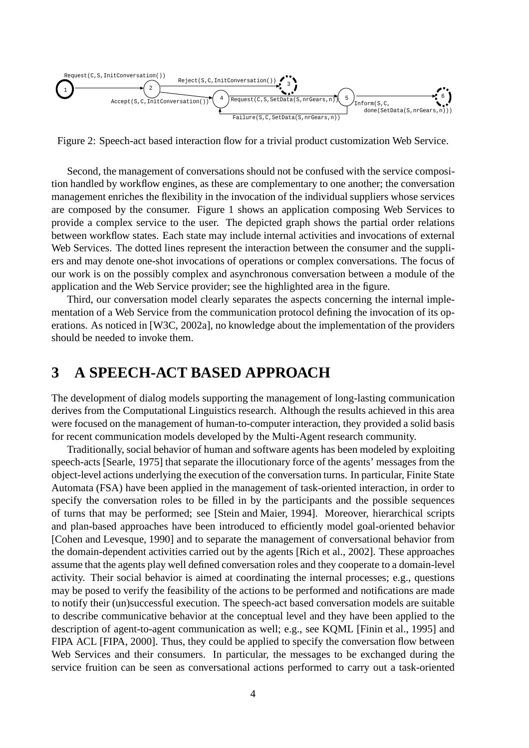Figure 2: Speech-act based interaction flow for a trivial product customization Web Service.

Second, the management of conversations should not be confused with the service composition handled by workflow engines, as these are complementary to one another; the conversation management enriches the flexibility in the invocation of the individual suppliers whose services are composed by the consumer. Figure 1 shows an application composing Web Services to provide a complex service to the user. The depicted graph shows the partial order relations between workflow states. Each state may include internal activities and invocations of external Web Services. The dotted lines represent the interaction between the consumer and the suppliers and may denote one-shot invocations of operations or complex conversations. The focus of our work is on the possibly complex and asynchronous conversation between a module of the application and the Web Service provider; see the highlighted area in the figure.

Third, our conversation model clearly separates the aspects concerning the internal implementation of a Web Service from the communication protocol defining the invocation of its operations. As noticed in [W3C, 2002a], no knowledge about the implementation of the providers should be needed to invoke them.

## 3 A SPEECH-ACT BASED APPROACH

The development of dialog models supporting the management of long-lasting communication derives from the Computational Linguistics research. Although the results achieved in this area were focused on the management of human-to-computer interaction, they provided a solid basis for recent communication models developed by the Multi-Agent research community.

Traditionally, social behavior of human and software agents has been modeled by exploiting speech-acts [Searle, 1975] that separate the illocutionary force of the agents' messages from the object-level actions underlying the execution of the conversation turns. In particular, Finite State Automata (FSA) have been applied in the management of task-oriented interaction, in order to specify the conversation roles to be filled in by the participants and the possible sequences of turns that may be performed; see [Stein and Maier, 1994]. Moreover, hierarchical scripts and plan-based approaches have been introduced to efficiently model goal-oriented behavior [Cohen and Levesque, 1990] and to separate the management of conversational behavior from the domain-dependent activities carried out by the agents [Rich et al., 2002]. These approaches assume that the agents play well defined conversation roles and they cooperate to a domain-level activity. Their social behavior is aimed at coordinating the internal processes; e.g., questions may be posed to verify the feasibility of the actions to be performed and notifications are made to notify their (un)successful execution. The speech-act based conversation models are suitable to describe communicative behavior at the conceptual level and they have been applied to the description of agent-to-agent communication as well; e.g., see KQML [Finin et al., 1995] and FIPA ACL [FIPA, 2000]. Thus, they could be applied to specify the conversation flow between Web Services and their consumers. In particular, the messages to be exchanged during the service fruition can be seen as conversational actions performed to carry out a task-oriented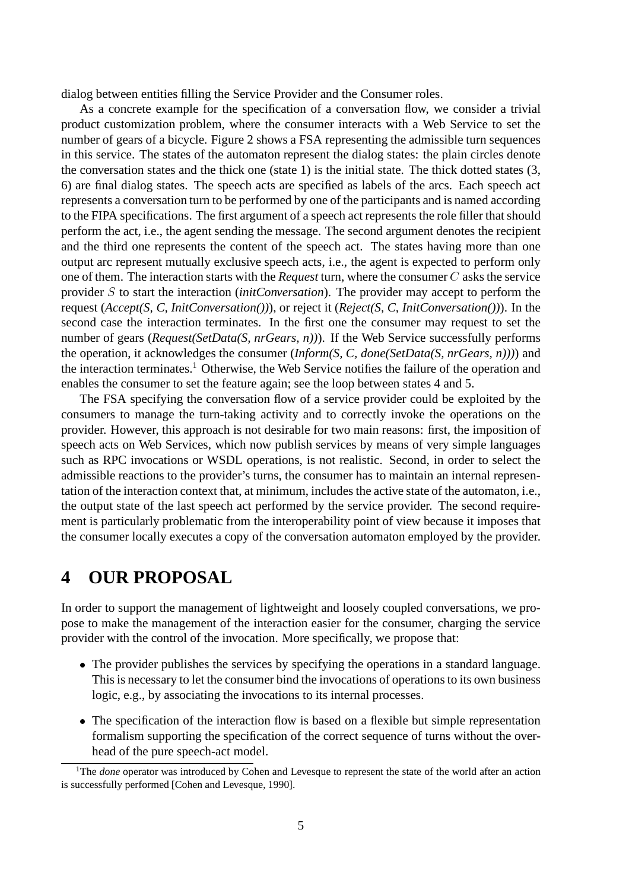dialog between entities filling the Service Provider and the Consumer roles.

As a concrete example for the specification of a conversation flow, we consider a trivial product customization problem, where the consumer interacts with a Web Service to set the number of gears of a bicycle. Figure 2 shows a FSA representing the admissible turn sequences in this service. The states of the automaton represent the dialog states: the plain circles denote the conversation states and the thick one (state 1) is the initial state. The thick dotted states (3, 6) are final dialog states. The speech acts are specified as labels of the arcs. Each speech act represents a conversation turn to be performed by one of the participants and is named according to the FIPA specifications. The first argument of a speech act represents the role filler that should perform the act, i.e., the agent sending the message. The second argument denotes the recipient and the third one represents the content of the speech act. The states having more than one output arc represent mutually exclusive speech acts, i.e., the agent is expected to perform only one of them. The interaction starts with the *Request* turn, where the consumer $C$ asks the service provider $S$ to start the interaction (*initConversation*). The provider may accept to perform the request (*Accept(S, C, InitConversation())*), or reject it (*Reject(S, C, InitConversation())*). In the second case the interaction terminates. In the first one the consumer may request to set the number of gears (*Request(SetData(S, nrGears, n))*). If the Web Service successfully performs the operation, it acknowledges the consumer (*Inform(S, C, done(SetData(S, nrGears, n)))*) and the interaction terminates.[1] Otherwise, the Web Service notifies the failure of the operation and enables the consumer to set the feature again; see the loop between states 4 and 5.

The FSA specifying the conversation flow of a service provider could be exploited by the consumers to manage the turn-taking activity and to correctly invoke the operations on the provider. However, this approach is not desirable for two main reasons: first, the imposition of speech acts on Web Services, which now publish services by means of very simple languages such as RPC invocations or WSDL operations, is not realistic. Second, in order to select the admissible reactions to the provider's turns, the consumer has to maintain an internal representation of the interaction context that, at minimum, includes the active state of the automaton, i.e., the output state of the last speech act performed by the service provider. The second requirement is particularly problematic from the interoperability point of view because it imposes that the consumer locally executes a copy of the conversation automaton employed by the provider.

# 4 OUR PROPOSAL

In order to support the management of lightweight and loosely coupled conversations, we propose to make the management of the interaction easier for the consumer, charging the service provider with the control of the invocation. More specifically, we propose that:

- The provider publishes the services by specifying the operations in a standard language. This is necessary to let the consumer bind the invocations of operations to its own business logic, e.g., by associating the invocations to its internal processes.
- The specification of the interaction flow is based on a flexible but simple representation formalism supporting the specification of the correct sequence of turns without the overhead of the pure speech-act model.

[1] The *done* operator was introduced by Cohen and Levesque to represent the state of the world after an action is successfully performed [Cohen and Levesque, 1990].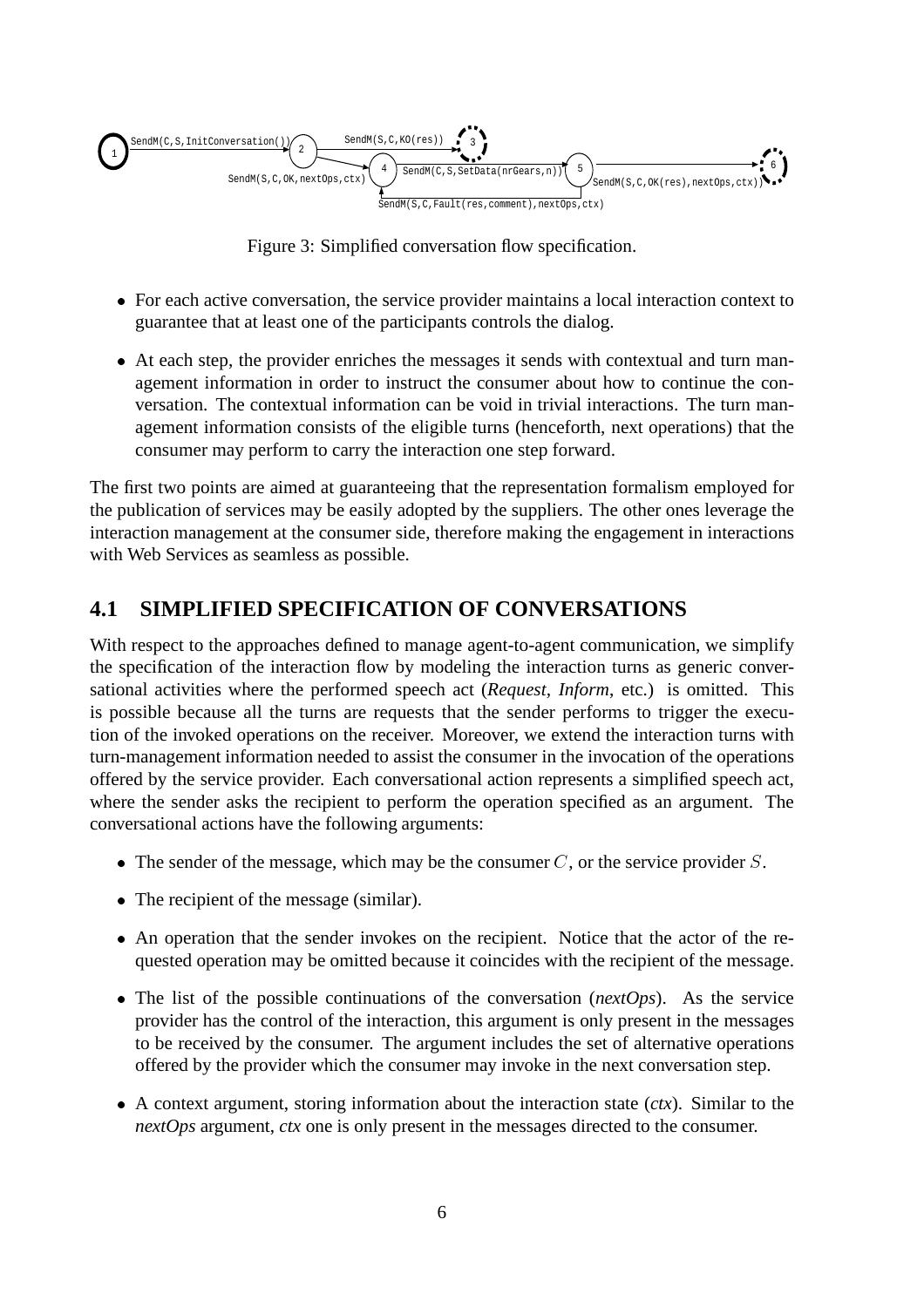SendM(C,S,InitConversation())

SendM(S,C,KO(res))

SendM(S,C,OK,nextOps,ctx)

SendM(C,S,SetData(nrGears,n))

SendM(S,C,OK(res),nextOps,ctx))

SendM(S,C,Fault(res,comment),nextOps,ctx)

1 2 3 4 5 6

Figure 3: Simplified conversation flow specification.

- For each active conversation, the service provider maintains a local interaction context to guarantee that at least one of the participants controls the dialog.
- At each step, the provider enriches the messages it sends with contextual and turn management information in order to instruct the consumer about how to continue the conversation. The contextual information can be void in trivial interactions. The turn management information consists of the eligible turns (henceforth, next operations) that the consumer may perform to carry the interaction one step forward.

The first two points are aimed at guaranteeing that the representation formalism employed for the publication of services may be easily adopted by the suppliers. The other ones leverage the interaction management at the consumer side, therefore making the engagement in interactions with Web Services as seamless as possible.

## 4.1 SIMPLIFIED SPECIFICATION OF CONVERSATIONS

With respect to the approaches defined to manage agent-to-agent communication, we simplify the specification of the interaction flow by modeling the interaction turns as generic conversational activities where the performed speech act (*Request*, *Inform*, etc.) is omitted. This is possible because all the turns are requests that the sender performs to trigger the execution of the invoked operations on the receiver. Moreover, we extend the interaction turns with turn-management information needed to assist the consumer in the invocation of the operations offered by the service provider. Each conversational action represents a simplified speech act, where the sender asks the recipient to perform the operation specified as an argument. The conversational actions have the following arguments:

- The sender of the message, which may be the consumer $C$, or the service provider $S$.
- The recipient of the message (similar).
- An operation that the sender invokes on the recipient. Notice that the actor of the requested operation may be omitted because it coincides with the recipient of the message.
- The list of the possible continuations of the conversation (*nextOps*). As the service provider has the control of the interaction, this argument is only present in the messages to be received by the consumer. The argument includes the set of alternative operations offered by the provider which the consumer may invoke in the next conversation step.
- A context argument, storing information about the interaction state (*ctx*). Similar to the *nextOps* argument, *ctx* one is only present in the messages directed to the consumer.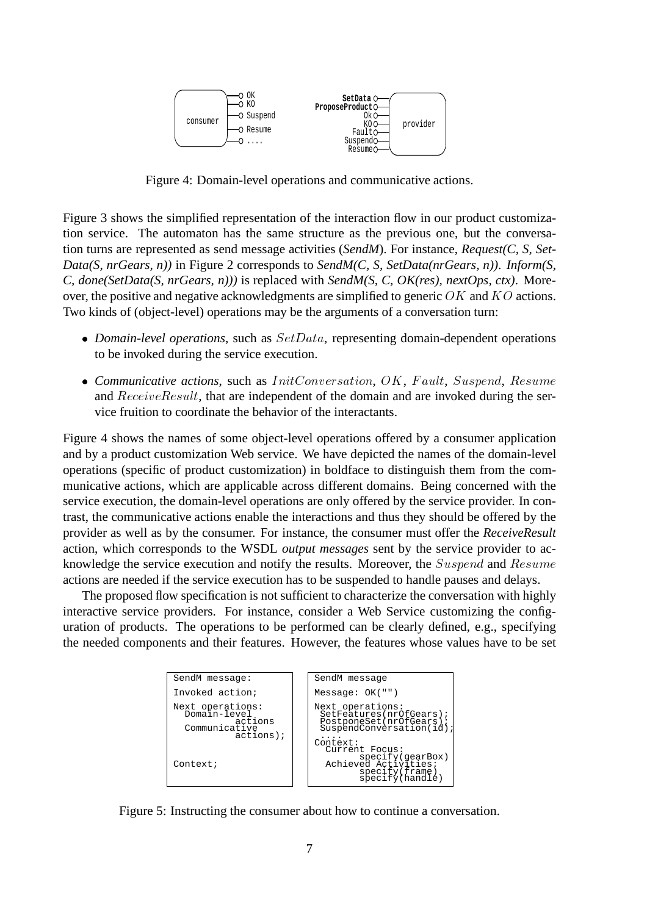Figure 4: Domain-level operations and communicative actions.

Figure 3 shows the simplified representation of the interaction flow in our product customization service. The automaton has the same structure as the previous one, but the conversation turns are represented as send message activities (*SendM*). For instance, *Request(C, S, SetData(S, nrGears, n))* in Figure 2 corresponds to *SendM(C, S, SetData(nrGears, n))*. *Inform(S, C, done(SetData(S, nrGears, n)))* is replaced with *SendM(S, C, OK(res), nextOps, ctx)*. Moreover, the positive and negative acknowledgments are simplified to generic $OK$ and $KO$ actions. Two kinds of (object-level) operations may be the arguments of a conversation turn:

- *Domain-level operations*, such as $SetData$, representing domain-dependent operations to be invoked during the service execution.
- *Communicative actions*, such as $InitConversation$, $OK$, $Fault$, $Suspend$, $Resume$ and $ReceiveResult$, that are independent of the domain and are invoked during the service fruition to coordinate the behavior of the interactants.

Figure 4 shows the names of some object-level operations offered by a consumer application and by a product customization Web service. We have depicted the names of the domain-level operations (specific of product customization) in boldface to distinguish them from the communicative actions, which are applicable across different domains. Being concerned with the service execution, the domain-level operations are only offered by the service provider. In contrast, the communicative actions enable the interactions and thus they should be offered by the provider as well as by the consumer. For instance, the consumer must offer the *ReceiveResult* action, which corresponds to the WSDL *output messages* sent by the service provider to acknowledge the service execution and notify the results. Moreover, the $Suspend$ and $Resume$ actions are needed if the service execution has to be suspended to handle pauses and delays.

The proposed flow specification is not sufficient to characterize the conversation with highly interactive service providers. For instance, consider a Web Service customizing the configuration of products. The operations to be performed can be clearly defined, e.g., specifying the needed components and their features. However, the features whose values have to be set

```
SendM message:

Invoked action;

Next operations:
  Domain-level
          actions
  Communicative
          actions);


Context;
```

```
SendM message

Message: OK("")

Next operations:
 SetFeatures(nrOfGears);
 PostponeSet(nrOfGears);
 SuspendConversation(id);
 ....
Context:
  Current Focus:
        specify(gearBox)
  Achieved Activities:
        specify(frame)
        specify(handle)
```

Figure 5: Instructing the consumer about how to continue a conversation.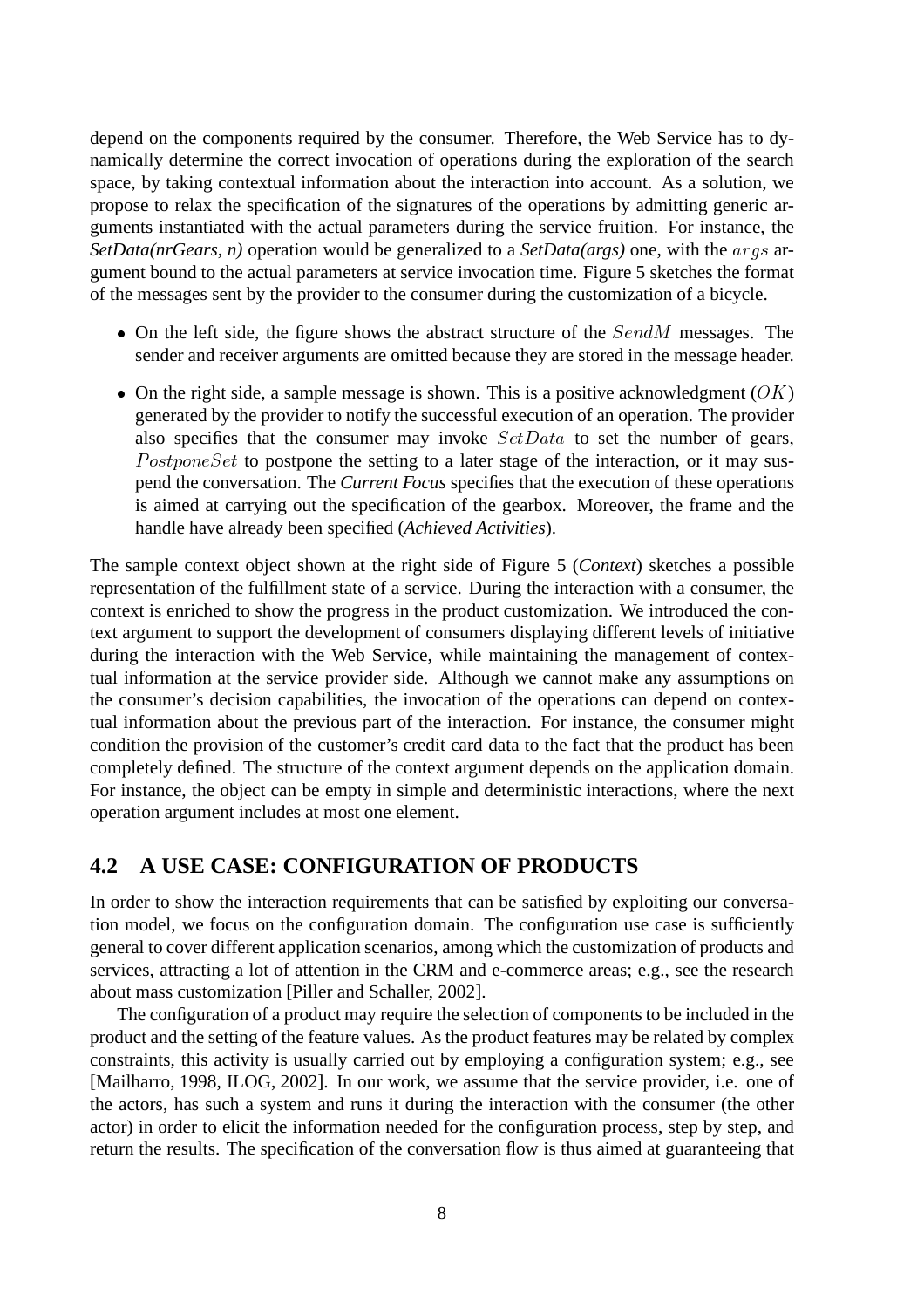depend on the components required by the consumer. Therefore, the Web Service has to dynamically determine the correct invocation of operations during the exploration of the search space, by taking contextual information about the interaction into account. As a solution, we propose to relax the specification of the signatures of the operations by admitting generic arguments instantiated with the actual parameters during the service fruition. For instance, the *SetData(nrGears, n)* operation would be generalized to a *SetData(args)* one, with the $args$ argument bound to the actual parameters at service invocation time. Figure 5 sketches the format of the messages sent by the provider to the consumer during the customization of a bicycle.

- On the left side, the figure shows the abstract structure of the $SendM$ messages. The sender and receiver arguments are omitted because they are stored in the message header.
- On the right side, a sample message is shown. This is a positive acknowledgment ($OK$) generated by the provider to notify the successful execution of an operation. The provider also specifies that the consumer may invoke $SetData$ to set the number of gears, $PostponeSet$ to postpone the setting to a later stage of the interaction, or it may suspend the conversation. The *Current Focus* specifies that the execution of these operations is aimed at carrying out the specification of the gearbox. Moreover, the frame and the handle have already been specified (*Achieved Activities*).

The sample context object shown at the right side of Figure 5 (*Context*) sketches a possible representation of the fulfillment state of a service. During the interaction with a consumer, the context is enriched to show the progress in the product customization. We introduced the context argument to support the development of consumers displaying different levels of initiative during the interaction with the Web Service, while maintaining the management of contextual information at the service provider side. Although we cannot make any assumptions on the consumer's decision capabilities, the invocation of the operations can depend on contextual information about the previous part of the interaction. For instance, the consumer might condition the provision of the customer's credit card data to the fact that the product has been completely defined. The structure of the context argument depends on the application domain. For instance, the object can be empty in simple and deterministic interactions, where the next operation argument includes at most one element.

## 4.2 A USE CASE: CONFIGURATION OF PRODUCTS

In order to show the interaction requirements that can be satisfied by exploiting our conversation model, we focus on the configuration domain. The configuration use case is sufficiently general to cover different application scenarios, among which the customization of products and services, attracting a lot of attention in the CRM and e-commerce areas; e.g., see the research about mass customization [Piller and Schaller, 2002].

The configuration of a product may require the selection of components to be included in the product and the setting of the feature values. As the product features may be related by complex constraints, this activity is usually carried out by employing a configuration system; e.g., see [Mailharro, 1998, ILOG, 2002]. In our work, we assume that the service provider, i.e. one of the actors, has such a system and runs it during the interaction with the consumer (the other actor) in order to elicit the information needed for the configuration process, step by step, and return the results. The specification of the conversation flow is thus aimed at guaranteeing that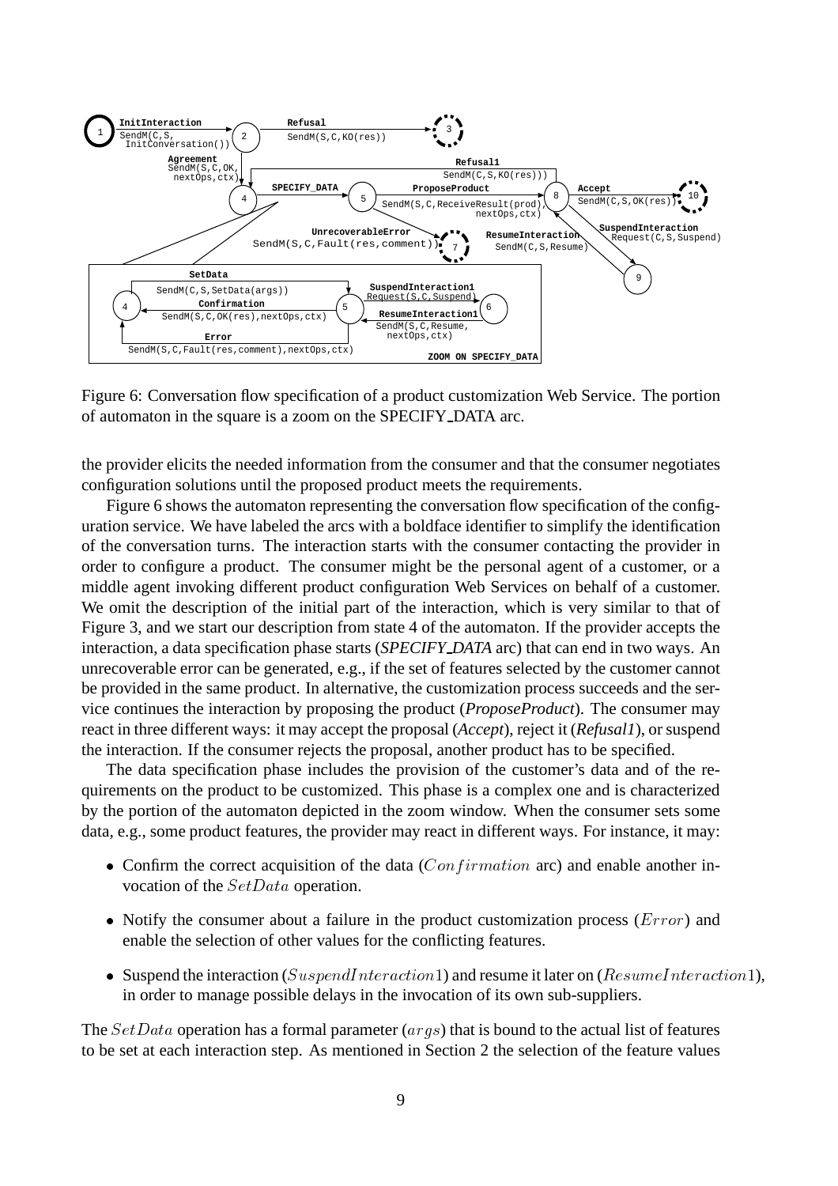Figure 6: Conversation flow specification of a product customization Web Service. The portion of automaton in the square is a zoom on the SPECIFY_DATA arc.

the provider elicits the needed information from the consumer and that the consumer negotiates configuration solutions until the proposed product meets the requirements.

Figure 6 shows the automaton representing the conversation flow specification of the configuration service. We have labeled the arcs with a boldface identifier to simplify the identification of the conversation turns. The interaction starts with the consumer contacting the provider in order to configure a product. The consumer might be the personal agent of a customer, or a middle agent invoking different product configuration Web Services on behalf of a customer. We omit the description of the initial part of the interaction, which is very similar to that of Figure 3, and we start our description from state 4 of the automaton. If the provider accepts the interaction, a data specification phase starts (*SPECIFY_DATA* arc) that can end in two ways. An unrecoverable error can be generated, e.g., if the set of features selected by the customer cannot be provided in the same product. In alternative, the customization process succeeds and the service continues the interaction by proposing the product (*ProposeProduct*). The consumer may react in three different ways: it may accept the proposal (*Accept*), reject it (*Refusal1*), or suspend the interaction. If the consumer rejects the proposal, another product has to be specified.

The data specification phase includes the provision of the customer's data and of the requirements on the product to be customized. This phase is a complex one and is characterized by the portion of the automaton depicted in the zoom window. When the consumer sets some data, e.g., some product features, the provider may react in different ways. For instance, it may:

- Confirm the correct acquisition of the data ($Confirmation$ arc) and enable another invocation of the $SetData$ operation.
- Notify the consumer about a failure in the product customization process ($Error$) and enable the selection of other values for the conflicting features.
- Suspend the interaction ($SuspendInteraction1$) and resume it later on ($ResumeInteraction1$), in order to manage possible delays in the invocation of its own sub-suppliers.

The $SetData$ operation has a formal parameter ($args$) that is bound to the actual list of features to be set at each interaction step. As mentioned in Section 2 the selection of the feature values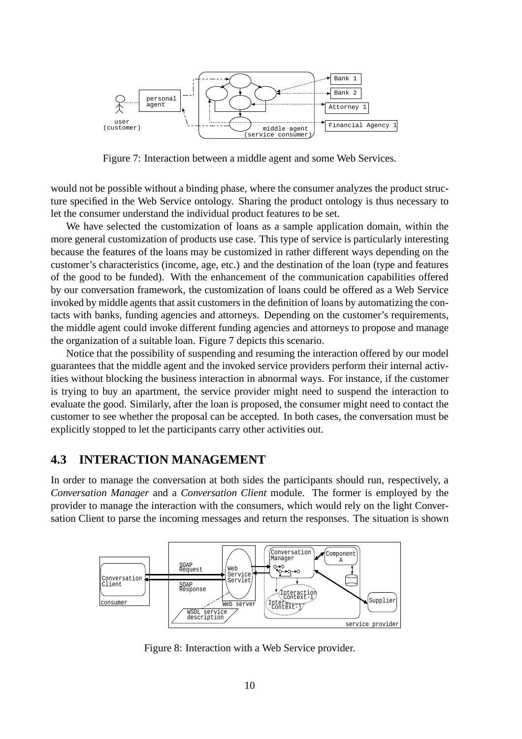Figure 7: Interaction between a middle agent and some Web Services.

would not be possible without a binding phase, where the consumer analyzes the product structure specified in the Web Service ontology. Sharing the product ontology is thus necessary to let the consumer understand the individual product features to be set.

We have selected the customization of loans as a sample application domain, within the more general customization of products use case. This type of service is particularly interesting because the features of the loans may be customized in rather different ways depending on the customer's characteristics (income, age, etc.) and the destination of the loan (type and features of the good to be funded). With the enhancement of the communication capabilities offered by our conversation framework, the customization of loans could be offered as a Web Service invoked by middle agents that assit customers in the definition of loans by automatizing the contacts with banks, funding agencies and attorneys. Depending on the customer's requirements, the middle agent could invoke different funding agencies and attorneys to propose and manage the organization of a suitable loan. Figure 7 depicts this scenario.

Notice that the possibility of suspending and resuming the interaction offered by our model guarantees that the middle agent and the invoked service providers perform their internal activities without blocking the business interaction in abnormal ways. For instance, if the customer is trying to buy an apartment, the service provider might need to suspend the interaction to evaluate the good. Similarly, after the loan is proposed, the consumer might need to contact the customer to see whether the proposal can be accepted. In both cases, the conversation must be explicitly stopped to let the participants carry other activities out.

## 4.3 INTERACTION MANAGEMENT

In order to manage the conversation at both sides the participants should run, respectively, a *Conversation Manager* and a *Conversation Client* module. The former is employed by the provider to manage the interaction with the consumers, which would rely on the light Conversation Client to parse the incoming messages and return the responses. The situation is shown

Figure 8: Interaction with a Web Service provider.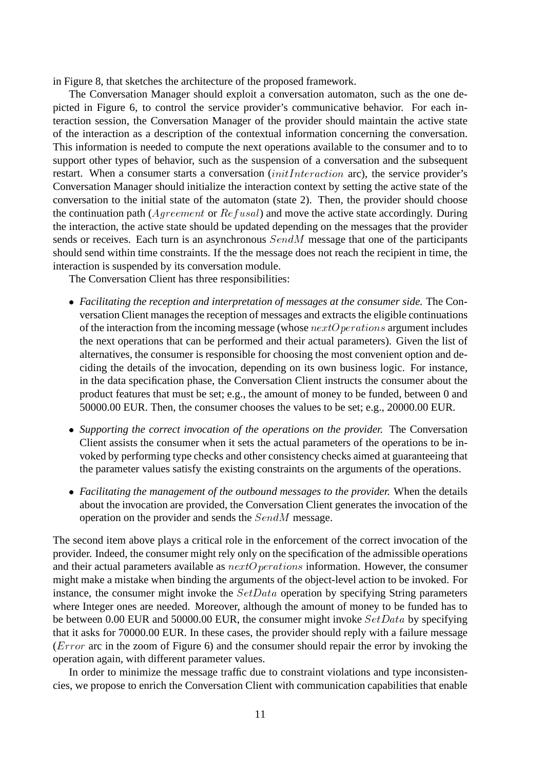in Figure 8, that sketches the architecture of the proposed framework.

The Conversation Manager should exploit a conversation automaton, such as the one depicted in Figure 6, to control the service provider's communicative behavior. For each interaction session, the Conversation Manager of the provider should maintain the active state of the interaction as a description of the contextual information concerning the conversation. This information is needed to compute the next operations available to the consumer and to to support other types of behavior, such as the suspension of a conversation and the subsequent restart. When a consumer starts a conversation ($initInteraction$ arc), the service provider's Conversation Manager should initialize the interaction context by setting the active state of the conversation to the initial state of the automaton (state 2). Then, the provider should choose the continuation path ($Agreement$ or $Refusal$) and move the active state accordingly. During the interaction, the active state should be updated depending on the messages that the provider sends or receives. Each turn is an asynchronous $SendM$ message that one of the participants should send within time constraints. If the the message does not reach the recipient in time, the interaction is suspended by its conversation module.

The Conversation Client has three responsibilities:

- *Facilitating the reception and interpretation of messages at the consumer side.* The Conversation Client manages the reception of messages and extracts the eligible continuations of the interaction from the incoming message (whose $nextOperations$ argument includes the next operations that can be performed and their actual parameters). Given the list of alternatives, the consumer is responsible for choosing the most convenient option and deciding the details of the invocation, depending on its own business logic. For instance, in the data specification phase, the Conversation Client instructs the consumer about the product features that must be set; e.g., the amount of money to be funded, between 0 and 50000.00 EUR. Then, the consumer chooses the values to be set; e.g., 20000.00 EUR.
- *Supporting the correct invocation of the operations on the provider.* The Conversation Client assists the consumer when it sets the actual parameters of the operations to be invoked by performing type checks and other consistency checks aimed at guaranteeing that the parameter values satisfy the existing constraints on the arguments of the operations.
- *Facilitating the management of the outbound messages to the provider.* When the details about the invocation are provided, the Conversation Client generates the invocation of the operation on the provider and sends the $SendM$ message.

The second item above plays a critical role in the enforcement of the correct invocation of the provider. Indeed, the consumer might rely only on the specification of the admissible operations and their actual parameters available as $nextOperations$ information. However, the consumer might make a mistake when binding the arguments of the object-level action to be invoked. For instance, the consumer might invoke the $SetData$ operation by specifying String parameters where Integer ones are needed. Moreover, although the amount of money to be funded has to be between 0.00 EUR and 50000.00 EUR, the consumer might invoke $SetData$ by specifying that it asks for 70000.00 EUR. In these cases, the provider should reply with a failure message ($Error$ arc in the zoom of Figure 6) and the consumer should repair the error by invoking the operation again, with different parameter values.

In order to minimize the message traffic due to constraint violations and type inconsistencies, we propose to enrich the Conversation Client with communication capabilities that enable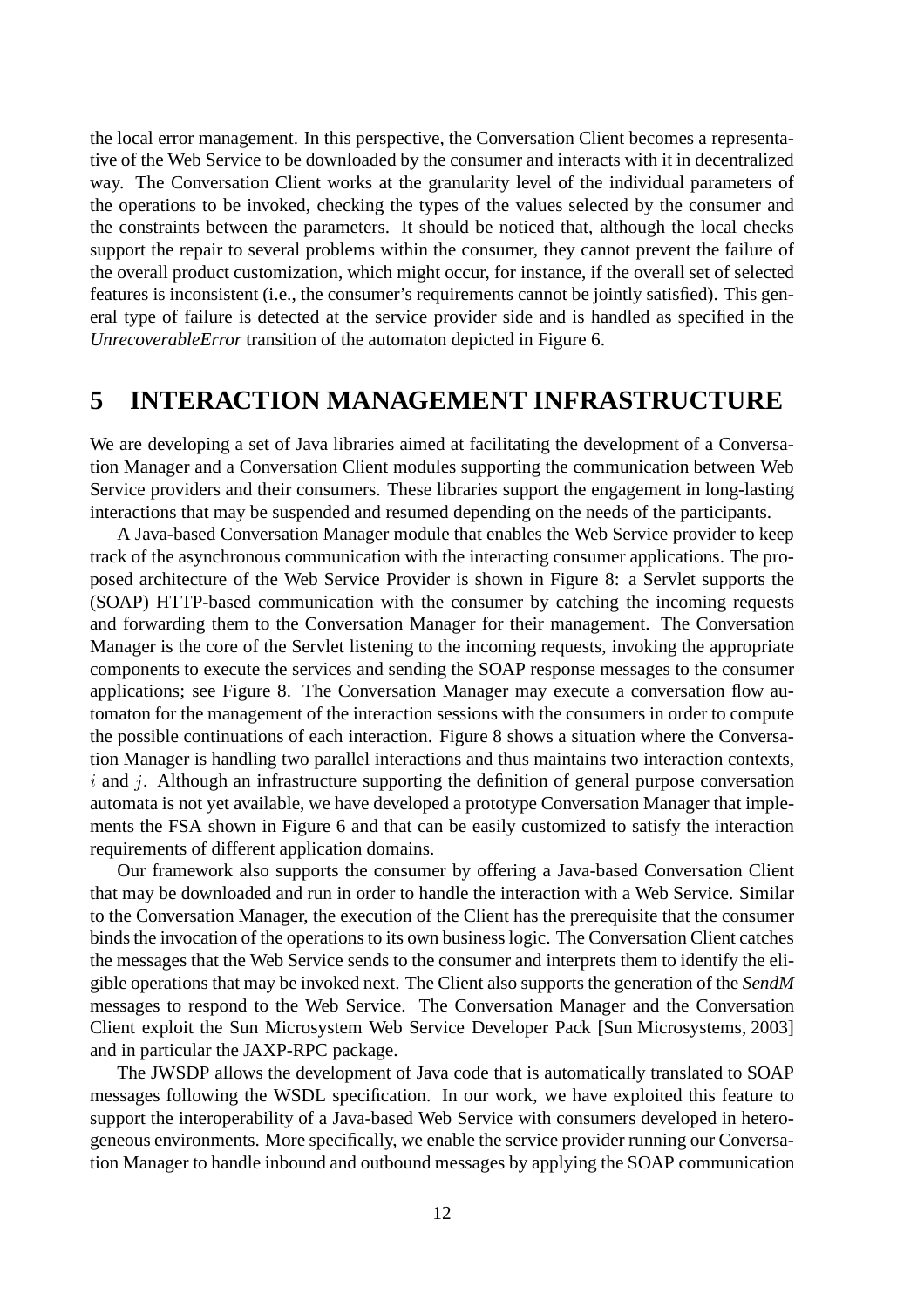the local error management. In this perspective, the Conversation Client becomes a representative of the Web Service to be downloaded by the consumer and interacts with it in decentralized way. The Conversation Client works at the granularity level of the individual parameters of the operations to be invoked, checking the types of the values selected by the consumer and the constraints between the parameters. It should be noticed that, although the local checks support the repair to several problems within the consumer, they cannot prevent the failure of the overall product customization, which might occur, for instance, if the overall set of selected features is inconsistent (i.e., the consumer's requirements cannot be jointly satisfied). This general type of failure is detected at the service provider side and is handled as specified in the *UnrecoverableError* transition of the automaton depicted in Figure 6.

# 5 INTERACTION MANAGEMENT INFRASTRUCTURE

We are developing a set of Java libraries aimed at facilitating the development of a Conversation Manager and a Conversation Client modules supporting the communication between Web Service providers and their consumers. These libraries support the engagement in long-lasting interactions that may be suspended and resumed depending on the needs of the participants.

A Java-based Conversation Manager module that enables the Web Service provider to keep track of the asynchronous communication with the interacting consumer applications. The proposed architecture of the Web Service Provider is shown in Figure 8: a Servlet supports the (SOAP) HTTP-based communication with the consumer by catching the incoming requests and forwarding them to the Conversation Manager for their management. The Conversation Manager is the core of the Servlet listening to the incoming requests, invoking the appropriate components to execute the services and sending the SOAP response messages to the consumer applications; see Figure 8. The Conversation Manager may execute a conversation flow automaton for the management of the interaction sessions with the consumers in order to compute the possible continuations of each interaction. Figure 8 shows a situation where the Conversation Manager is handling two parallel interactions and thus maintains two interaction contexts, $i$ and $j$. Although an infrastructure supporting the definition of general purpose conversation automata is not yet available, we have developed a prototype Conversation Manager that implements the FSA shown in Figure 6 and that can be easily customized to satisfy the interaction requirements of different application domains.

Our framework also supports the consumer by offering a Java-based Conversation Client that may be downloaded and run in order to handle the interaction with a Web Service. Similar to the Conversation Manager, the execution of the Client has the prerequisite that the consumer binds the invocation of the operations to its own business logic. The Conversation Client catches the messages that the Web Service sends to the consumer and interprets them to identify the eligible operations that may be invoked next. The Client also supports the generation of the *SendM* messages to respond to the Web Service. The Conversation Manager and the Conversation Client exploit the Sun Microsystem Web Service Developer Pack [Sun Microsystems, 2003] and in particular the JAXP-RPC package.

The JWSDP allows the development of Java code that is automatically translated to SOAP messages following the WSDL specification. In our work, we have exploited this feature to support the interoperability of a Java-based Web Service with consumers developed in heterogeneous environments. More specifically, we enable the service provider running our Conversation Manager to handle inbound and outbound messages by applying the SOAP communication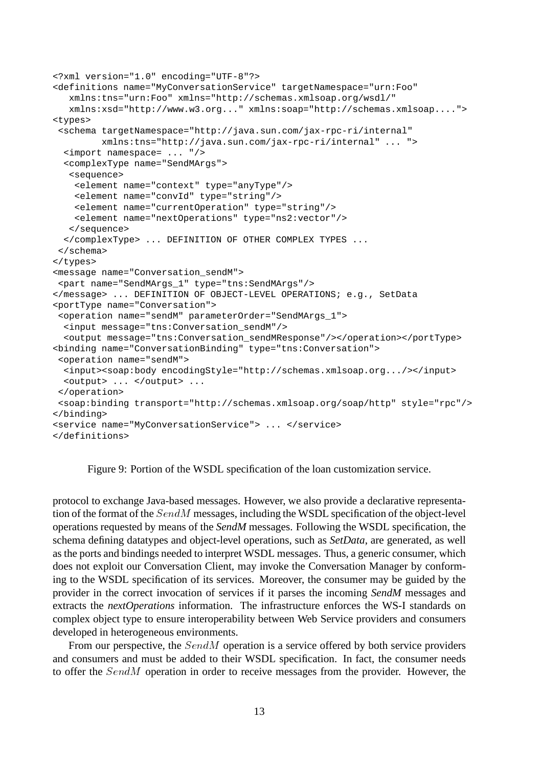```
<?xml version="1.0" encoding="UTF-8"?>
<definitions name="MyConversationService" targetNamespace="urn:Foo"
   xmlns:tns="urn:Foo" xmlns="http://schemas.xmlsoap.org/wsdl/"
   xmlns:xsd="http://www.w3.org..." xmlns:soap="http://schemas.xmlsoap....">
<types>
 <schema targetNamespace="http://java.sun.com/jax-rpc-ri/internal"
         xmlns:tns="http://java.sun.com/jax-rpc-ri/internal" ... ">
  <import namespace= ... "/>
  <complexType name="SendMArgs">
   <sequence>
    <element name="context" type="anyType"/>
    <element name="convId" type="string"/>
    <element name="currentOperation" type="string"/>
    <element name="nextOperations" type="ns2:vector"/>
   </sequence>
  </complexType> ... DEFINITION OF OTHER COMPLEX TYPES ...
 </schema>
</types>
<message name="Conversation_sendM">
 <part name="SendMArgs_1" type="tns:SendMArgs"/>
</message> ... DEFINITION OF OBJECT-LEVEL OPERATIONS; e.g., SetData
<portType name="Conversation">
 <operation name="sendM" parameterOrder="SendMArgs_1">
  <input message="tns:Conversation_sendM"/>
  <output message="tns:Conversation_sendMResponse"/></operation></portType>
<binding name="ConversationBinding" type="tns:Conversation">
 <operation name="sendM">
  <input><soap:body encodingStyle="http://schemas.xmlsoap.org.../></input>
  <output> ... </output> ...
 </operation>
 <soap:binding transport="http://schemas.xmlsoap.org/soap/http" style="rpc"/>
</binding>
<service name="MyConversationService"> ... </service>
</definitions>
```

Figure 9: Portion of the WSDL specification of the loan customization service.

protocol to exchange Java-based messages. However, we also provide a declarative representation of the format of the $SendM$ messages, including the WSDL specification of the object-level operations requested by means of the ***SendM*** messages. Following the WSDL specification, the schema defining datatypes and object-level operations, such as ***SetData***, are generated, as well as the ports and bindings needed to interpret WSDL messages. Thus, a generic consumer, which does not exploit our Conversation Client, may invoke the Conversation Manager by conforming to the WSDL specification of its services. Moreover, the consumer may be guided by the provider in the correct invocation of services if it parses the incoming ***SendM*** messages and extracts the ***nextOperations*** information. The infrastructure enforces the WS-I standards on complex object type to ensure interoperability between Web Service providers and consumers developed in heterogeneous environments.

From our perspective, the $SendM$ operation is a service offered by both service providers and consumers and must be added to their WSDL specification. In fact, the consumer needs to offer the $SendM$ operation in order to receive messages from the provider. However, the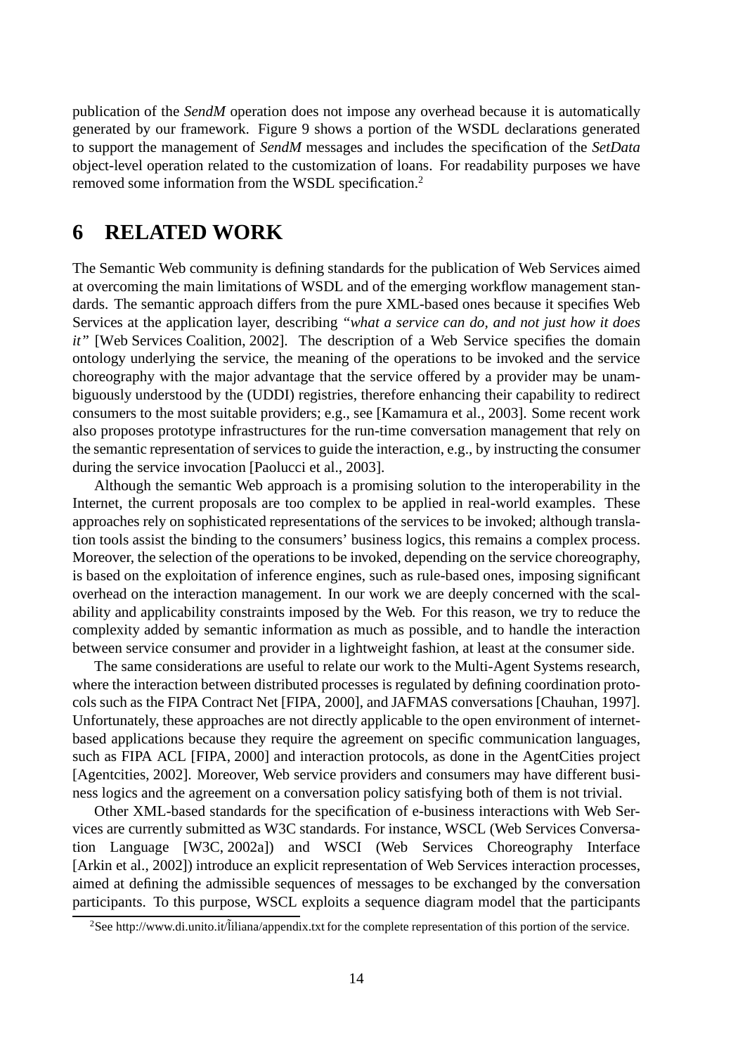publication of the *SendM* operation does not impose any overhead because it is automatically generated by our framework. Figure 9 shows a portion of the WSDL declarations generated to support the management of *SendM* messages and includes the specification of the *SetData* object-level operation related to the customization of loans. For readability purposes we have removed some information from the WSDL specification.[2]

# 6 RELATED WORK

The Semantic Web community is defining standards for the publication of Web Services aimed at overcoming the main limitations of WSDL and of the emerging workflow management standards. The semantic approach differs from the pure XML-based ones because it specifies Web Services at the application layer, describing *"what a service can do, and not just how it does it"* [Web Services Coalition, 2002]. The description of a Web Service specifies the domain ontology underlying the service, the meaning of the operations to be invoked and the service choreography with the major advantage that the service offered by a provider may be unambiguously understood by the (UDDI) registries, therefore enhancing their capability to redirect consumers to the most suitable providers; e.g., see [Kamamura et al., 2003]. Some recent work also proposes prototype infrastructures for the run-time conversation management that rely on the semantic representation of services to guide the interaction, e.g., by instructing the consumer during the service invocation [Paolucci et al., 2003].

Although the semantic Web approach is a promising solution to the interoperability in the Internet, the current proposals are too complex to be applied in real-world examples. These approaches rely on sophisticated representations of the services to be invoked; although translation tools assist the binding to the consumers' business logics, this remains a complex process. Moreover, the selection of the operations to be invoked, depending on the service choreography, is based on the exploitation of inference engines, such as rule-based ones, imposing significant overhead on the interaction management. In our work we are deeply concerned with the scalability and applicability constraints imposed by the Web. For this reason, we try to reduce the complexity added by semantic information as much as possible, and to handle the interaction between service consumer and provider in a lightweight fashion, at least at the consumer side.

The same considerations are useful to relate our work to the Multi-Agent Systems research, where the interaction between distributed processes is regulated by defining coordination protocols such as the FIPA Contract Net [FIPA, 2000], and JAFMAS conversations [Chauhan, 1997]. Unfortunately, these approaches are not directly applicable to the open environment of internet-based applications because they require the agreement on specific communication languages, such as FIPA ACL [FIPA, 2000] and interaction protocols, as done in the AgentCities project [Agentcities, 2002]. Moreover, Web service providers and consumers may have different business logics and the agreement on a conversation policy satisfying both of them is not trivial.

Other XML-based standards for the specification of e-business interactions with Web Services are currently submitted as W3C standards. For instance, WSCL (Web Services Conversation Language [W3C, 2002a]) and WSCI (Web Services Choreography Interface [Arkin et al., 2002]) introduce an explicit representation of Web Services interaction processes, aimed at defining the admissible sequences of messages to be exchanged by the conversation participants. To this purpose, WSCL exploits a sequence diagram model that the participants

[2] See http://www.di.unito.it/~liliana/appendix.txt for the complete representation of this portion of the service.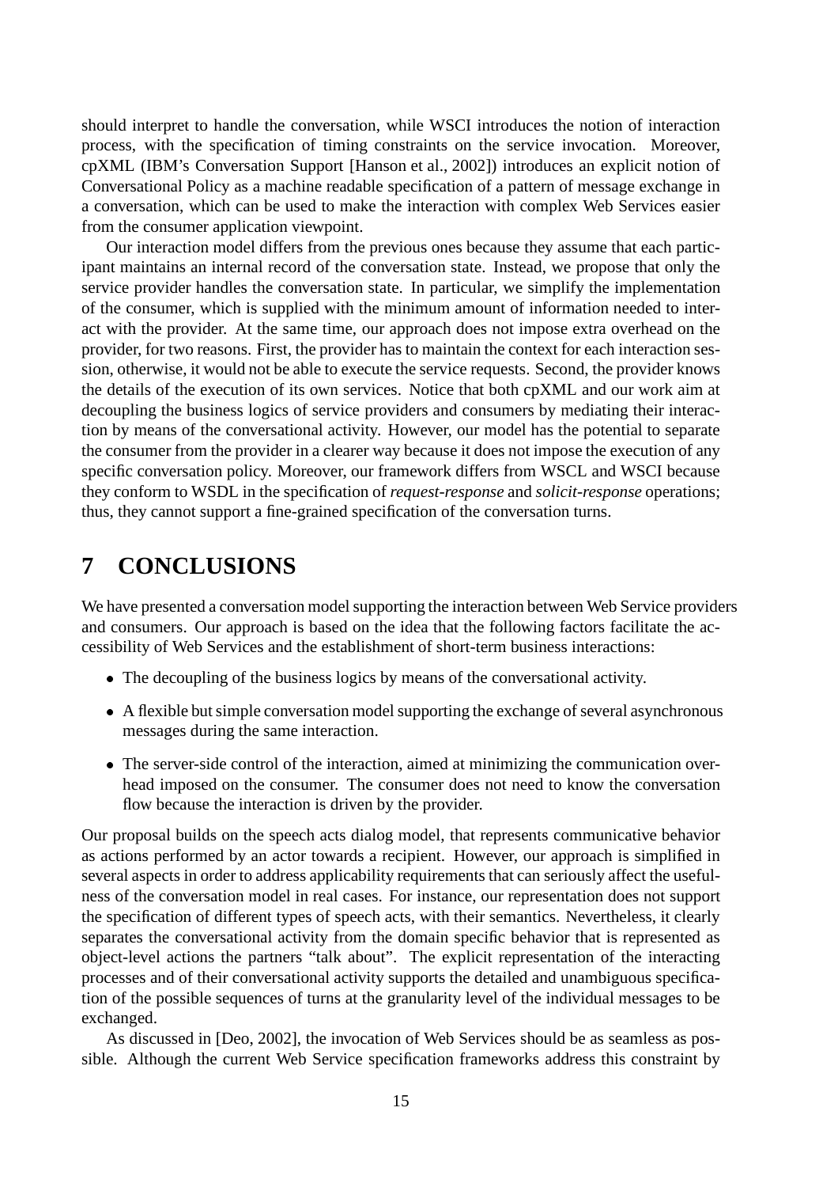should interpret to handle the conversation, while WSCI introduces the notion of interaction process, with the specification of timing constraints on the service invocation. Moreover, cpXML (IBM's Conversation Support [Hanson et al., 2002]) introduces an explicit notion of Conversational Policy as a machine readable specification of a pattern of message exchange in a conversation, which can be used to make the interaction with complex Web Services easier from the consumer application viewpoint.

Our interaction model differs from the previous ones because they assume that each participant maintains an internal record of the conversation state. Instead, we propose that only the service provider handles the conversation state. In particular, we simplify the implementation of the consumer, which is supplied with the minimum amount of information needed to interact with the provider. At the same time, our approach does not impose extra overhead on the provider, for two reasons. First, the provider has to maintain the context for each interaction session, otherwise, it would not be able to execute the service requests. Second, the provider knows the details of the execution of its own services. Notice that both cpXML and our work aim at decoupling the business logics of service providers and consumers by mediating their interaction by means of the conversational activity. However, our model has the potential to separate the consumer from the provider in a clearer way because it does not impose the execution of any specific conversation policy. Moreover, our framework differs from WSCL and WSCI because they conform to WSDL in the specification of *request-response* and *solicit-response* operations; thus, they cannot support a fine-grained specification of the conversation turns.

# 7 CONCLUSIONS

We have presented a conversation model supporting the interaction between Web Service providers and consumers. Our approach is based on the idea that the following factors facilitate the accessibility of Web Services and the establishment of short-term business interactions:

- The decoupling of the business logics by means of the conversational activity.
- A flexible but simple conversation model supporting the exchange of several asynchronous messages during the same interaction.
- The server-side control of the interaction, aimed at minimizing the communication overhead imposed on the consumer. The consumer does not need to know the conversation flow because the interaction is driven by the provider.

Our proposal builds on the speech acts dialog model, that represents communicative behavior as actions performed by an actor towards a recipient. However, our approach is simplified in several aspects in order to address applicability requirements that can seriously affect the usefulness of the conversation model in real cases. For instance, our representation does not support the specification of different types of speech acts, with their semantics. Nevertheless, it clearly separates the conversational activity from the domain specific behavior that is represented as object-level actions the partners "talk about". The explicit representation of the interacting processes and of their conversational activity supports the detailed and unambiguous specification of the possible sequences of turns at the granularity level of the individual messages to be exchanged.

As discussed in [Deo, 2002], the invocation of Web Services should be as seamless as possible. Although the current Web Service specification frameworks address this constraint by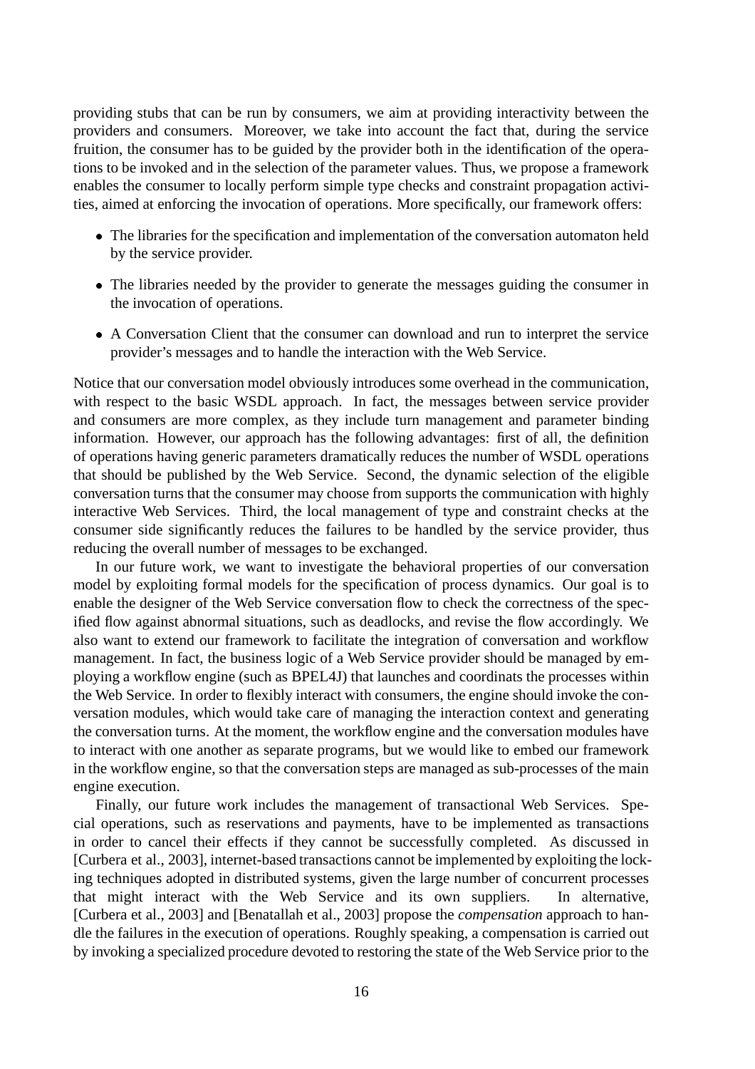providing stubs that can be run by consumers, we aim at providing interactivity between the providers and consumers. Moreover, we take into account the fact that, during the service fruition, the consumer has to be guided by the provider both in the identification of the operations to be invoked and in the selection of the parameter values. Thus, we propose a framework enables the consumer to locally perform simple type checks and constraint propagation activities, aimed at enforcing the invocation of operations. More specifically, our framework offers:

- The libraries for the specification and implementation of the conversation automaton held by the service provider.
- The libraries needed by the provider to generate the messages guiding the consumer in the invocation of operations.
- A Conversation Client that the consumer can download and run to interpret the service provider's messages and to handle the interaction with the Web Service.

Notice that our conversation model obviously introduces some overhead in the communication, with respect to the basic WSDL approach. In fact, the messages between service provider and consumers are more complex, as they include turn management and parameter binding information. However, our approach has the following advantages: first of all, the definition of operations having generic parameters dramatically reduces the number of WSDL operations that should be published by the Web Service. Second, the dynamic selection of the eligible conversation turns that the consumer may choose from supports the communication with highly interactive Web Services. Third, the local management of type and constraint checks at the consumer side significantly reduces the failures to be handled by the service provider, thus reducing the overall number of messages to be exchanged.

In our future work, we want to investigate the behavioral properties of our conversation model by exploiting formal models for the specification of process dynamics. Our goal is to enable the designer of the Web Service conversation flow to check the correctness of the specified flow against abnormal situations, such as deadlocks, and revise the flow accordingly. We also want to extend our framework to facilitate the integration of conversation and workflow management. In fact, the business logic of a Web Service provider should be managed by employing a workflow engine (such as BPEL4J) that launches and coordinats the processes within the Web Service. In order to flexibly interact with consumers, the engine should invoke the conversation modules, which would take care of managing the interaction context and generating the conversation turns. At the moment, the workflow engine and the conversation modules have to interact with one another as separate programs, but we would like to embed our framework in the workflow engine, so that the conversation steps are managed as sub-processes of the main engine execution.

Finally, our future work includes the management of transactional Web Services. Special operations, such as reservations and payments, have to be implemented as transactions in order to cancel their effects if they cannot be successfully completed. As discussed in [Curbera et al., 2003], internet-based transactions cannot be implemented by exploiting the locking techniques adopted in distributed systems, given the large number of concurrent processes that might interact with the Web Service and its own suppliers. In alternative, [Curbera et al., 2003] and [Benatallah et al., 2003] propose the *compensation* approach to handle the failures in the execution of operations. Roughly speaking, a compensation is carried out by invoking a specialized procedure devoted to restoring the state of the Web Service prior to the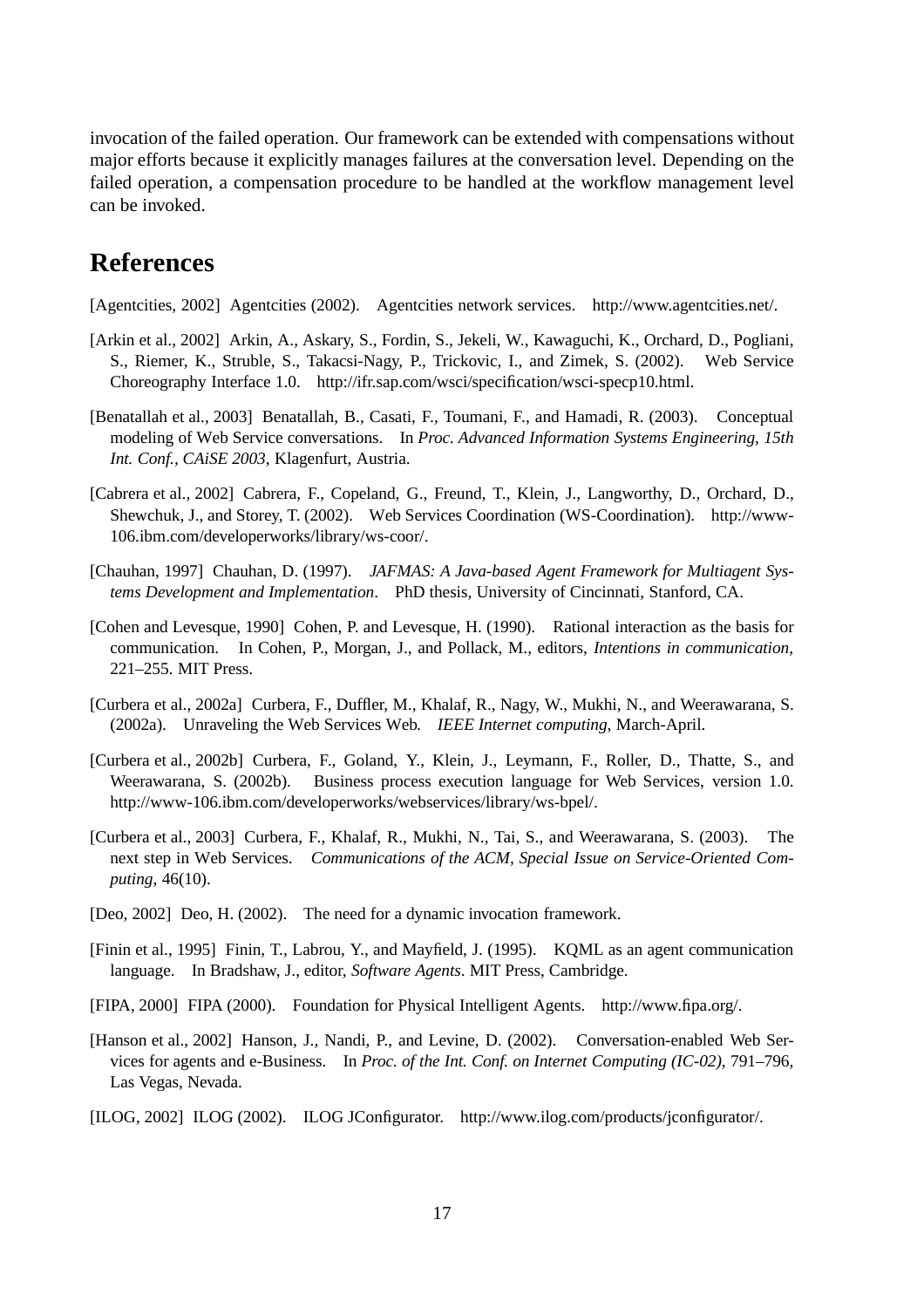invocation of the failed operation. Our framework can be extended with compensations without major efforts because it explicitly manages failures at the conversation level. Depending on the failed operation, a compensation procedure to be handled at the workflow management level can be invoked.

## References

[Agentcities, 2002] Agentcities (2002). Agentcities network services. http://www.agentcities.net/.

[Arkin et al., 2002] Arkin, A., Askary, S., Fordin, S., Jekeli, W., Kawaguchi, K., Orchard, D., Pogliani, S., Riemer, K., Struble, S., Takacsi-Nagy, P., Trickovic, I., and Zimek, S. (2002). Web Service Choreography Interface 1.0. http://ifr.sap.com/wsci/specification/wsci-specp10.html.

[Benatallah et al., 2003] Benatallah, B., Casati, F., Toumani, F., and Hamadi, R. (2003). Conceptual modeling of Web Service conversations. In *Proc. Advanced Information Systems Engineering, 15th Int. Conf., CAiSE 2003*, Klagenfurt, Austria.

[Cabrera et al., 2002] Cabrera, F., Copeland, G., Freund, T., Klein, J., Langworthy, D., Orchard, D., Shewchuk, J., and Storey, T. (2002). Web Services Coordination (WS-Coordination). http://www-106.ibm.com/developerworks/library/ws-coor/.

[Chauhan, 1997] Chauhan, D. (1997). *JAFMAS: A Java-based Agent Framework for Multiagent Systems Development and Implementation*. PhD thesis, University of Cincinnati, Stanford, CA.

[Cohen and Levesque, 1990] Cohen, P. and Levesque, H. (1990). Rational interaction as the basis for communication. In Cohen, P., Morgan, J., and Pollack, M., editors, *Intentions in communication*, 221–255. MIT Press.

[Curbera et al., 2002a] Curbera, F., Duffler, M., Khalaf, R., Nagy, W., Mukhi, N., and Weerawarana, S. (2002a). Unraveling the Web Services Web. *IEEE Internet computing*, March-April.

[Curbera et al., 2002b] Curbera, F., Goland, Y., Klein, J., Leymann, F., Roller, D., Thatte, S., and Weerawarana, S. (2002b). Business process execution language for Web Services, version 1.0. http://www-106.ibm.com/developerworks/webservices/library/ws-bpel/.

[Curbera et al., 2003] Curbera, F., Khalaf, R., Mukhi, N., Tai, S., and Weerawarana, S. (2003). The next step in Web Services. *Communications of the ACM, Special Issue on Service-Oriented Computing*, 46(10).

[Deo, 2002] Deo, H. (2002). The need for a dynamic invocation framework.

[Finin et al., 1995] Finin, T., Labrou, Y., and Mayfield, J. (1995). KQML as an agent communication language. In Bradshaw, J., editor, *Software Agents*. MIT Press, Cambridge.

[FIPA, 2000] FIPA (2000). Foundation for Physical Intelligent Agents. http://www.fipa.org/.

[Hanson et al., 2002] Hanson, J., Nandi, P., and Levine, D. (2002). Conversation-enabled Web Services for agents and e-Business. In *Proc. of the Int. Conf. on Internet Computing (IC-02)*, 791–796, Las Vegas, Nevada.

[ILOG, 2002] ILOG (2002). ILOG JConfigurator. http://www.ilog.com/products/jconfigurator/.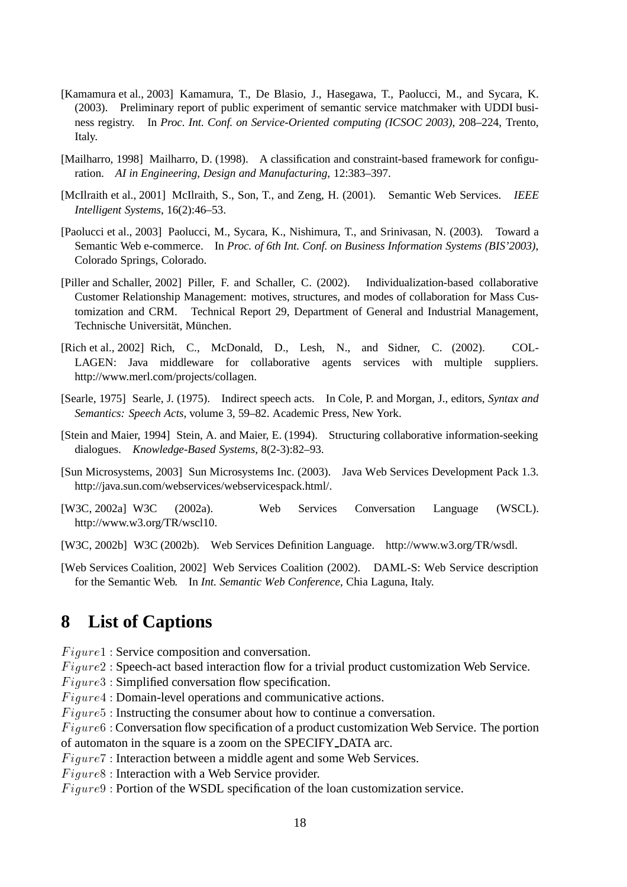[Kamamura et al., 2003] Kamamura, T., De Blasio, J., Hasegawa, T., Paolucci, M., and Sycara, K. (2003). Preliminary report of public experiment of semantic service matchmaker with UDDI business registry. In *Proc. Int. Conf. on Service-Oriented computing (ICSOC 2003)*, 208–224, Trento, Italy.

[Mailharro, 1998] Mailharro, D. (1998). A classification and constraint-based framework for configuration. *AI in Engineering, Design and Manufacturing*, 12:383–397.

[McIlraith et al., 2001] McIlraith, S., Son, T., and Zeng, H. (2001). Semantic Web Services. *IEEE Intelligent Systems*, 16(2):46–53.

[Paolucci et al., 2003] Paolucci, M., Sycara, K., Nishimura, T., and Srinivasan, N. (2003). Toward a Semantic Web e-commerce. In *Proc. of 6th Int. Conf. on Business Information Systems (BIS'2003)*, Colorado Springs, Colorado.

[Piller and Schaller, 2002] Piller, F. and Schaller, C. (2002). Individualization-based collaborative Customer Relationship Management: motives, structures, and modes of collaboration for Mass Customization and CRM. Technical Report 29, Department of General and Industrial Management, Technische Universität, München.

[Rich et al., 2002] Rich, C., McDonald, D., Lesh, N., and Sidner, C. (2002). COLLAGEN: Java middleware for collaborative agents services with multiple suppliers. http://www.merl.com/projects/collagen.

[Searle, 1975] Searle, J. (1975). Indirect speech acts. In Cole, P. and Morgan, J., editors, *Syntax and Semantics: Speech Acts*, volume 3, 59–82. Academic Press, New York.

[Stein and Maier, 1994] Stein, A. and Maier, E. (1994). Structuring collaborative information-seeking dialogues. *Knowledge-Based Systems*, 8(2-3):82–93.

[Sun Microsystems, 2003] Sun Microsystems Inc. (2003). Java Web Services Development Pack 1.3. http://java.sun.com/webservices/webservicespack.html/.

[W3C, 2002a] W3C (2002a). Web Services Conversation Language (WSCL). http://www.w3.org/TR/wscl10.

[W3C, 2002b] W3C (2002b). Web Services Definition Language. http://www.w3.org/TR/wsdl.

[Web Services Coalition, 2002] Web Services Coalition (2002). DAML-S: Web Service description for the Semantic Web. In *Int. Semantic Web Conference*, Chia Laguna, Italy.

# 8 List of Captions

*Figure1* : Service composition and conversation.
*Figure2* : Speech-act based interaction flow for a trivial product customization Web Service.
*Figure3* : Simplified conversation flow specification.
*Figure4* : Domain-level operations and communicative actions.
*Figure5* : Instructing the consumer about how to continue a conversation.
*Figure6* : Conversation flow specification of a product customization Web Service. The portion of automaton in the square is a zoom on the SPECIFY_DATA arc.
*Figure7* : Interaction between a middle agent and some Web Services.
*Figure8* : Interaction with a Web Service provider.
*Figure9* : Portion of the WSDL specification of the loan customization service.